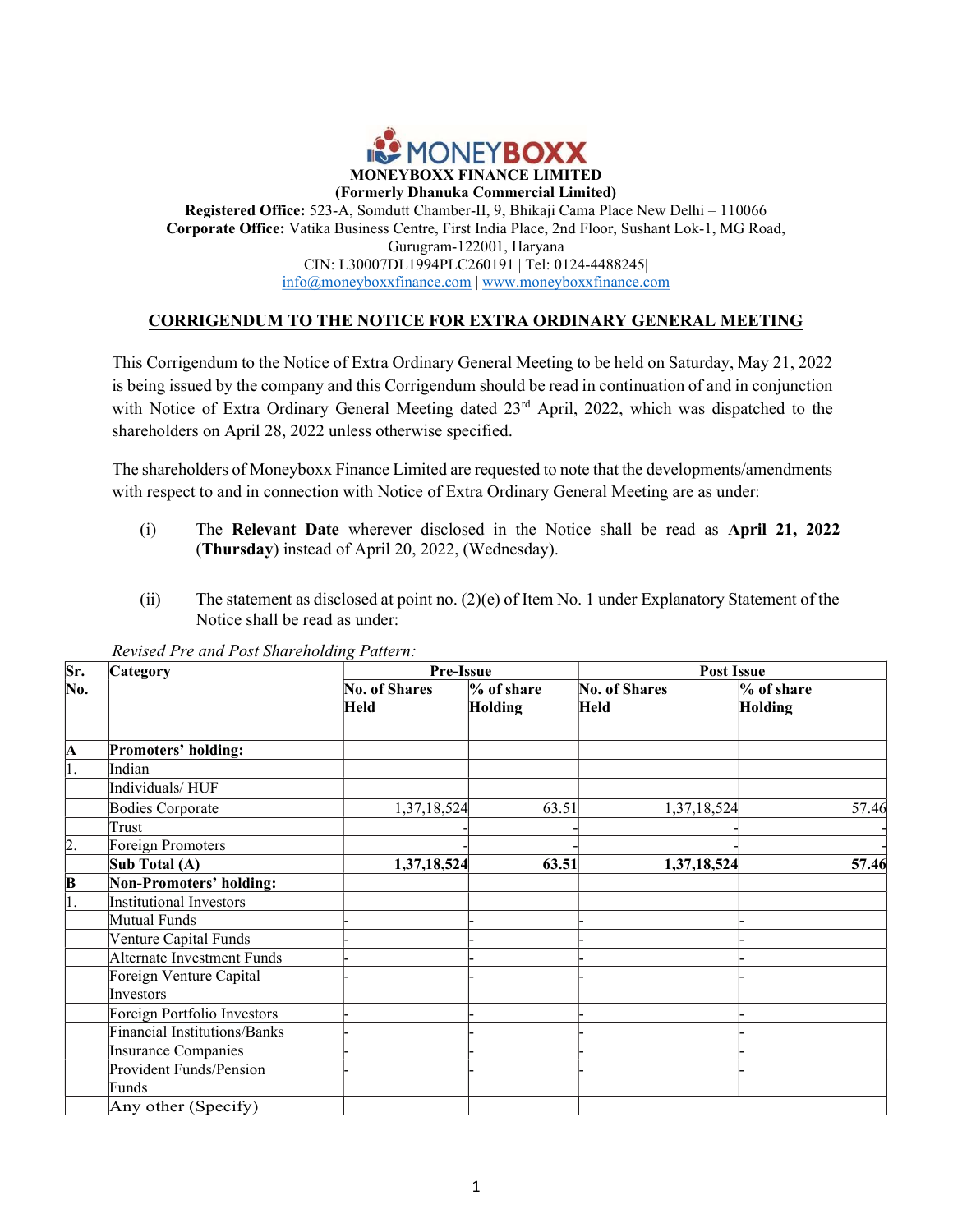**MONEYBOXX FINANCE LIMITED**

**(Formerly Dhanuka Commercial Limited)**

**Registered Office:** 523-A, Somdutt Chamber-II, 9, Bhikaji Cama Place New Delhi – 110066

**Corporate Office:** Vatika Business Centre, First India Place, 2nd Floor, Sushant Lok-1, MG Road, Gurugram-122001, Haryana

CIN: L30007DL1994PLC260191 | Tel: 0124-4488245|

info@moneyboxxfinance.com | www.moneyboxxfinance.com

## CORRIGENDUM TO THE NOTICE FOR EXTRA ORDINARY GENERAL MEETING

This Corrigendum to the Notice of Extra Ordinary General Meeting to be held on Saturday, May 21, 2022 is being issued by the company and this Corrigendum should be read in continuation of and in conjunction with Notice of Extra Ordinary General Meeting dated 23rd April, 2022, which was dispatched to the shareholders on April 28, 2022 unless otherwise specified.

The shareholders of Moneyboxx Finance Limited are requested to note that the developments/amendments with respect to and in connection with Notice of Extra Ordinary General Meeting are as under:

(i) The **Relevant Date** wherever disclosed in the Notice shall be read as **April 21, 2022 (Thursday)** instead of April 20, 2022, (Wednesday).

(ii) The statement as disclosed at point no. (2)(e) of Item No. 1 under Explanatory Statement of the Notice shall be read as under:

*Revised Pre and Post Shareholding Pattern:*

| Sr. No. | Category | Pre-Issue | | Post Issue | |
|---|---|---|---|---|---|
| | | **No. of Shares Held** | **% of share Holding** | **No. of Shares Held** | **% of share Holding** |
| **A** | **Promoters' holding:** | | | | |
| 1. | Indian | | | | |
| | Individuals/ HUF | | | | |
| | Bodies Corporate | 1,37,18,524 | 63.51 | 1,37,18,524 | 57.46 |
| | Trust | - | - | - | - |
| 2. | Foreign Promoters | - | - | - | - |
| | **Sub Total (A)** | **1,37,18,524** | **63.51** | **1,37,18,524** | **57.46** |
| **B** | **Non-Promoters' holding:** | | | | |
| 1. | Institutional Investors | | | | |
| | Mutual Funds | - | - | - | - |
| | Venture Capital Funds | - | - | - | - |
| | Alternate Investment Funds | - | - | - | - |
| | Foreign Venture Capital Investors | - | - | - | - |
| | Foreign Portfolio Investors | - | - | - | - |
| | Financial Institutions/Banks | - | - | - | - |
| | Insurance Companies | - | - | - | - |
| | Provident Funds/Pension Funds | - | - | - | - |
| | Any other (Specify) | | | | |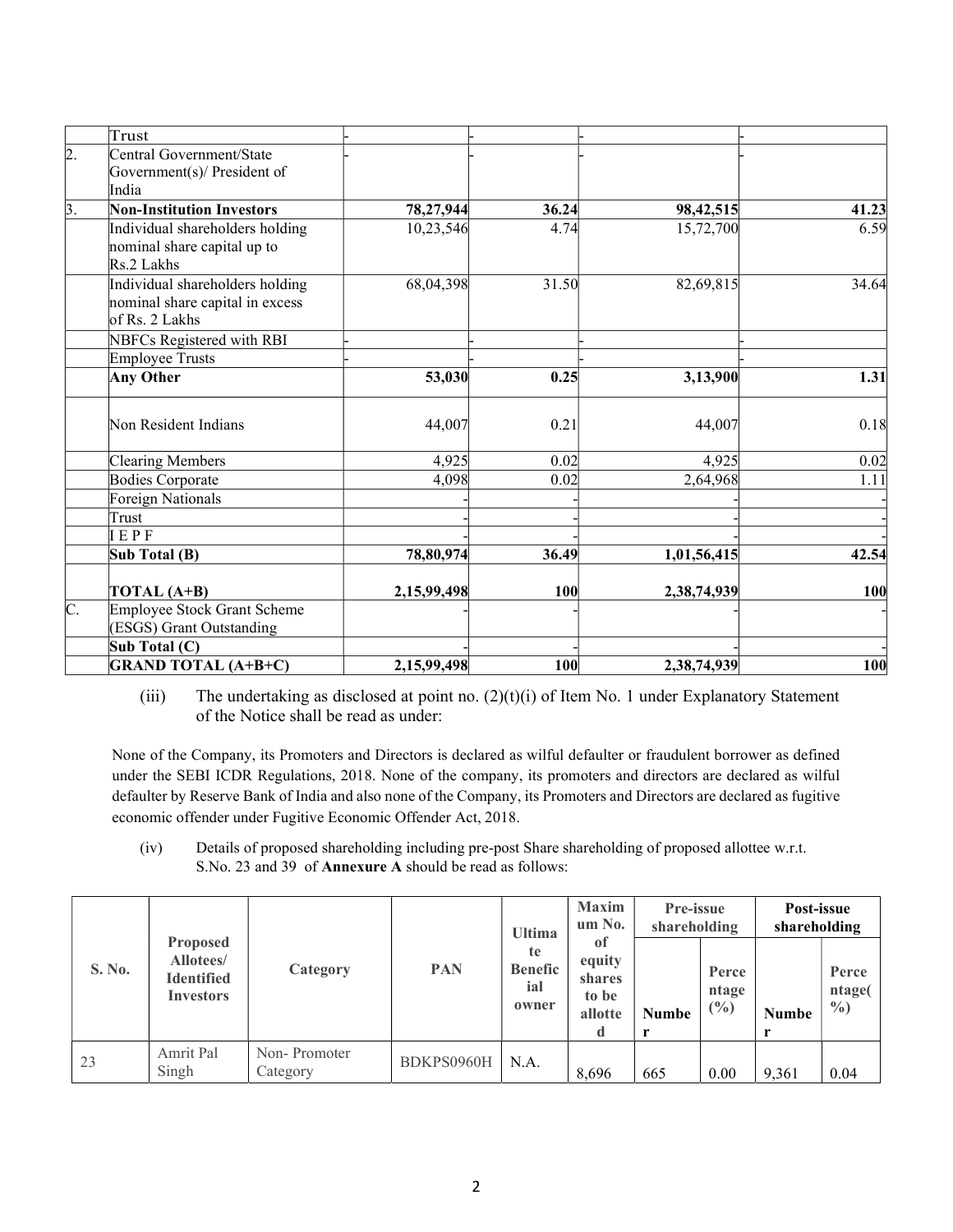| | Trust | - | - | - | - |
|---|---|---|---|---|---|
| 2. | Central Government/State Government(s)/ President of India | - | - | - | - |
| 3. | **Non-Institution Investors** | **78,27,944** | **36.24** | **98,42,515** | **41.23** |
| | Individual shareholders holding nominal share capital up to Rs.2 Lakhs | 10,23,546 | 4.74 | 15,72,700 | 6.59 |
| | Individual shareholders holding nominal share capital in excess of Rs. 2 Lakhs | 68,04,398 | 31.50 | 82,69,815 | 34.64 |
| | NBFCs Registered with RBI | - | - | - | - |
| | Employee Trusts | - | - | - | - |
| | **Any Other** | **53,030** | **0.25** | **3,13,900** | **1.31** |
| | Non Resident Indians | 44,007 | 0.21 | 44,007 | 0.18 |
| | Clearing Members | 4,925 | 0.02 | 4,925 | 0.02 |
| | Bodies Corporate | 4,098 | 0.02 | 2,64,968 | 1.11 |
| | Foreign Nationals | - | - | - | - |
| | Trust | - | - | - | - |
| | I E P F | - | - | - | - |
| | **Sub Total (B)** | **78,80,974** | **36.49** | **1,01,56,415** | **42.54** |
| | **TOTAL (A+B)** | **2,15,99,498** | **100** | **2,38,74,939** | **100** |
| C. | Employee Stock Grant Scheme (ESGS) Grant Outstanding | - | - | - | - |
| | **Sub Total (C)** | - | - | - | - |
| | **GRAND TOTAL (A+B+C)** | **2,15,99,498** | **100** | **2,38,74,939** | **100** |

(iii) The undertaking as disclosed at point no. (2)(t)(i) of Item No. 1 under Explanatory Statement of the Notice shall be read as under:

None of the Company, its Promoters and Directors is declared as wilful defaulter or fraudulent borrower as defined under the SEBI ICDR Regulations, 2018. None of the company, its promoters and directors are declared as wilful defaulter by Reserve Bank of India and also none of the Company, its Promoters and Directors are declared as fugitive economic offender under Fugitive Economic Offender Act, 2018.

(iv) Details of proposed shareholding including pre-post Share shareholding of proposed allottee w.r.t. S.No. 23 and 39 of **Annexure A** should be read as follows:

| **S. No.** | **Proposed Allotees/ Identified Investors** | **Category** | **PAN** | **Ultimate Beneficial owner** | **Maximum No. of equity shares to be allotted** | **Pre-issue shareholding** | | **Post-issue shareholding** | |
|---|---|---|---|---|---|---|---|---|---|
| | | | | | | **Number** | **Percentage (%)** | **Number** | **Percentage(%)** |
| 23 | Amrit Pal Singh | Non- Promoter Category | BDKPS0960H | N.A. | 8,696 | 665 | 0.00 | 9,361 | 0.04 |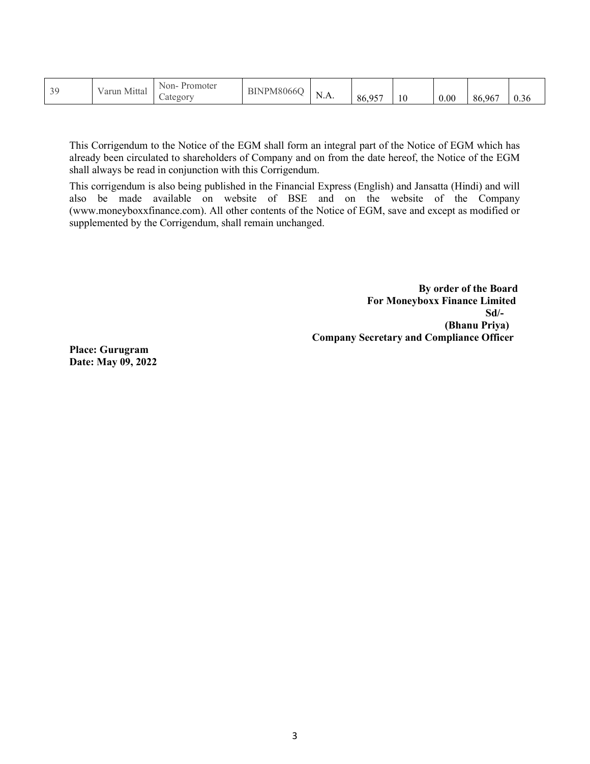| | | | | | | | | | |
|---|---|---|---|---|---|---|---|---|---|
| 39 | Varun Mittal | Non- Promoter Category | BINPM8066Q | N.A. | 86,957 | 10 | 0.00 | 86,967 | 0.36 |

This Corrigendum to the Notice of the EGM shall form an integral part of the Notice of EGM which has already been circulated to shareholders of Company and on from the date hereof, the Notice of the EGM shall always be read in conjunction with this Corrigendum.

This corrigendum is also being published in the Financial Express (English) and Jansatta (Hindi) and will also be made available on website of BSE and on the website of the Company (www.moneyboxxfinance.com). All other contents of the Notice of EGM, save and except as modified or supplemented by the Corrigendum, shall remain unchanged.

**By order of the Board**
**For Moneyboxx Finance Limited**
**Sd/-**
**(Bhanu Priya)**
**Company Secretary and Compliance Officer**

**Place: Gurugram**
**Date: May 09, 2022**